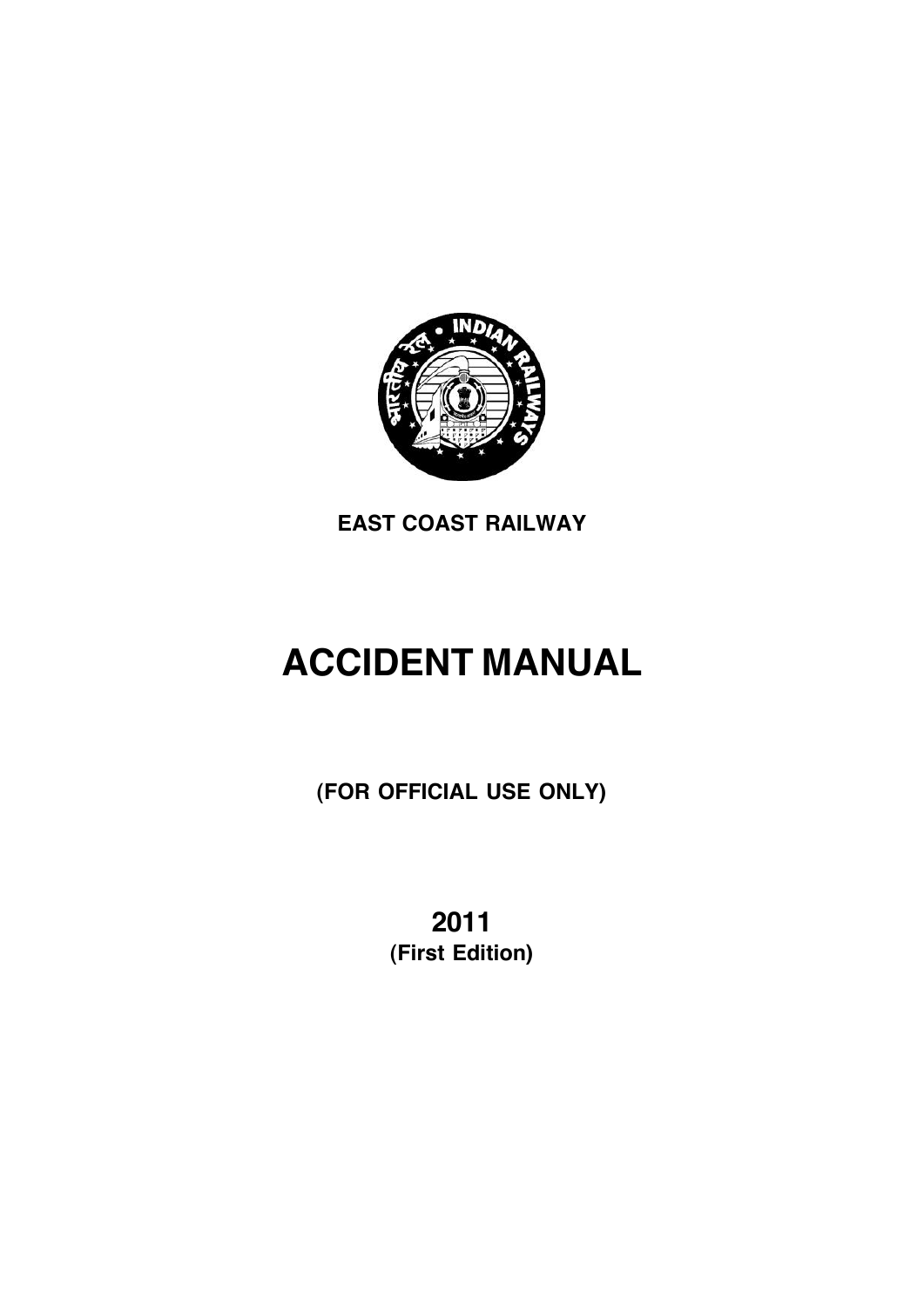**EAST COAST RAILWAY**

# ACCIDENT MANUAL

**(FOR OFFICIAL USE ONLY)**

**2011**
**(First Edition)**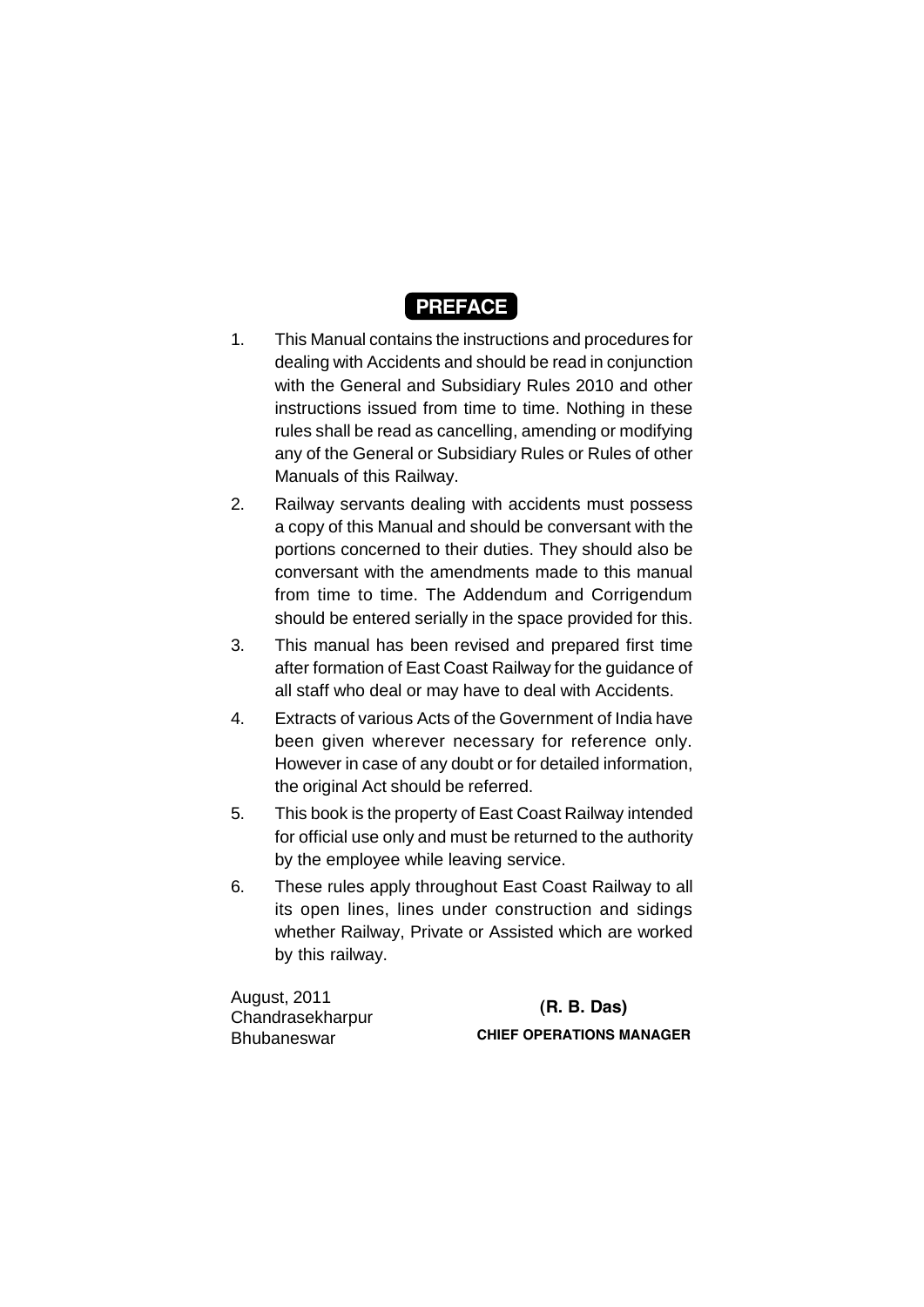# PREFACE

1. This Manual contains the instructions and procedures for dealing with Accidents and should be read in conjunction with the General and Subsidiary Rules 2010 and other instructions issued from time to time. Nothing in these rules shall be read as cancelling, amending or modifying any of the General or Subsidiary Rules or Rules of other Manuals of this Railway.

2. Railway servants dealing with accidents must possess a copy of this Manual and should be conversant with the portions concerned to their duties. They should also be conversant with the amendments made to this manual from time to time. The Addendum and Corrigendum should be entered serially in the space provided for this.

3. This manual has been revised and prepared first time after formation of East Coast Railway for the guidance of all staff who deal or may have to deal with Accidents.

4. Extracts of various Acts of the Government of India have been given wherever necessary for reference only. However in case of any doubt or for detailed information, the original Act should be referred.

5. This book is the property of East Coast Railway intended for official use only and must be returned to the authority by the employee while leaving service.

6. These rules apply throughout East Coast Railway to all its open lines, lines under construction and sidings whether Railway, Private or Assisted which are worked by this railway.

August, 2011
Chandrasekharpur
Bhubaneswar

**(R. B. Das)**
**CHIEF OPERATIONS MANAGER**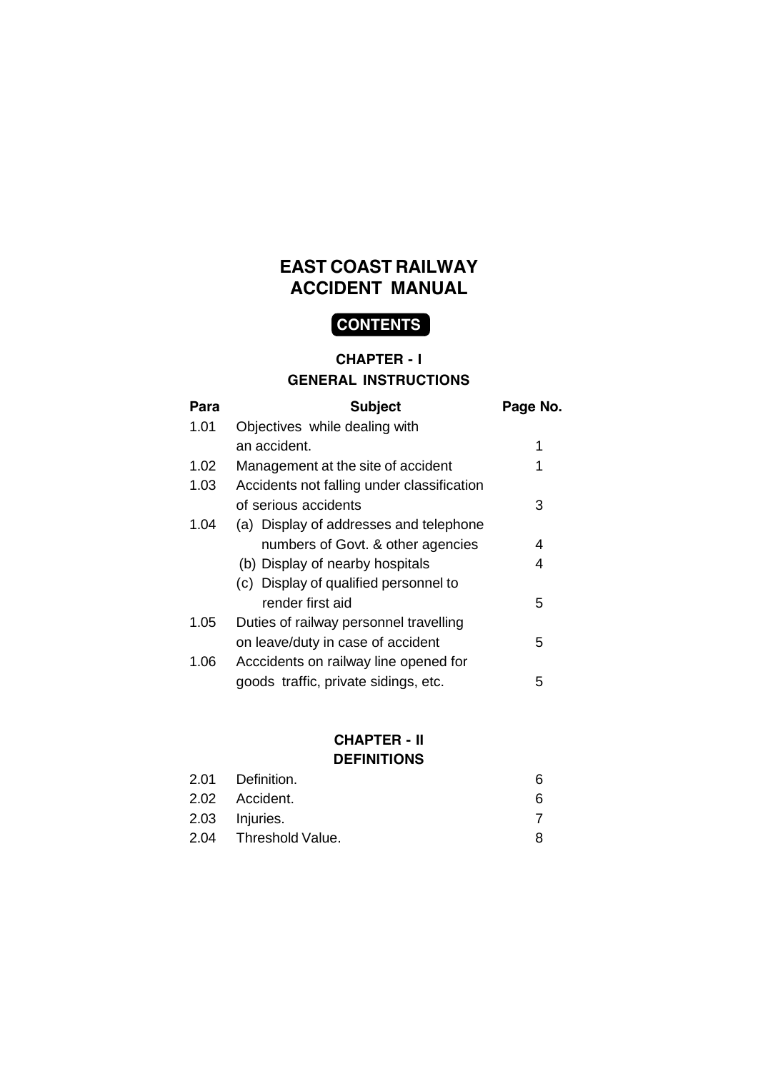# EAST COAST RAILWAY
# ACCIDENT MANUAL

## CONTENTS

### CHAPTER - I
### GENERAL INSTRUCTIONS

| Para | Subject | Page No. |
|---|---|---|
| 1.01 | Objectives while dealing with an accident. | 1 |
| 1.02 | Management at the site of accident | 1 |
| 1.03 | Accidents not falling under classification of serious accidents | 3 |
| 1.04 | (a) Display of addresses and telephone numbers of Govt. & other agencies | 4 |
| | (b) Display of nearby hospitals | 4 |
| | (c) Display of qualified personnel to render first aid | 5 |
| 1.05 | Duties of railway personnel travelling on leave/duty in case of accident | 5 |
| 1.06 | Acccidents on railway line opened for goods traffic, private sidings, etc. | 5 |

### CHAPTER - II
### DEFINITIONS

| Para | Subject | Page No. |
|---|---|---|
| 2.01 | Definition. | 6 |
| 2.02 | Accident. | 6 |
| 2.03 | Injuries. | 7 |
| 2.04 | Threshold Value. | 8 |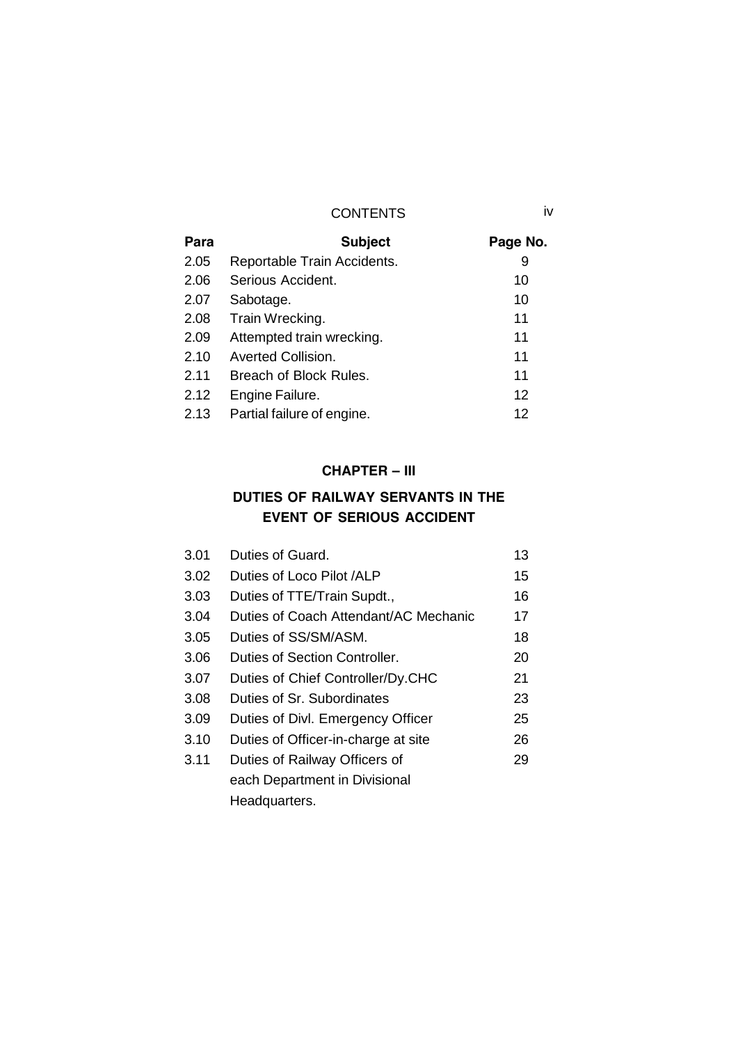CONTENTS

| Para | Subject | Page No. |
|---|---|---|
| 2.05 | Reportable Train Accidents. | 9 |
| 2.06 | Serious Accident. | 10 |
| 2.07 | Sabotage. | 10 |
| 2.08 | Train Wrecking. | 11 |
| 2.09 | Attempted train wrecking. | 11 |
| 2.10 | Averted Collision. | 11 |
| 2.11 | Breach of Block Rules. | 11 |
| 2.12 | Engine Failure. | 12 |
| 2.13 | Partial failure of engine. | 12 |

## CHAPTER – III

## DUTIES OF RAILWAY SERVANTS IN THE EVENT OF SERIOUS ACCIDENT

| Para | Subject | Page No. |
|---|---|---|
| 3.01 | Duties of Guard. | 13 |
| 3.02 | Duties of Loco Pilot /ALP | 15 |
| 3.03 | Duties of TTE/Train Supdt., | 16 |
| 3.04 | Duties of Coach Attendant/AC Mechanic | 17 |
| 3.05 | Duties of SS/SM/ASM. | 18 |
| 3.06 | Duties of Section Controller. | 20 |
| 3.07 | Duties of Chief Controller/Dy.CHC | 21 |
| 3.08 | Duties of Sr. Subordinates | 23 |
| 3.09 | Duties of Divl. Emergency Officer | 25 |
| 3.10 | Duties of Officer-in-charge at site | 26 |
| 3.11 | Duties of Railway Officers of each Department in Divisional Headquarters. | 29 |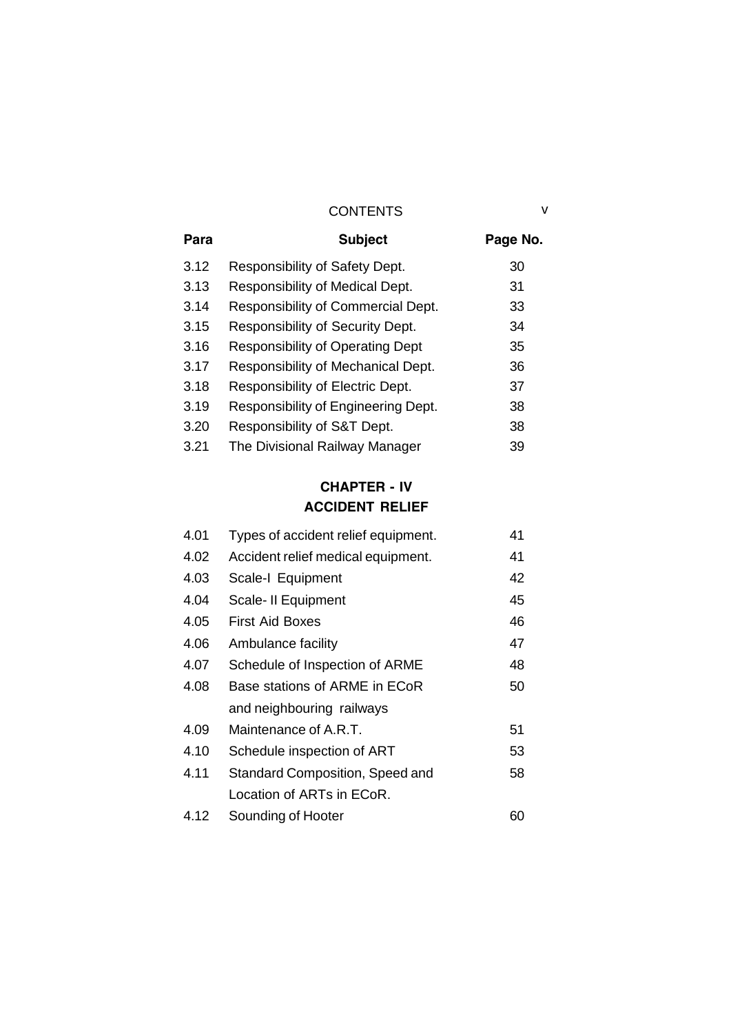CONTENTS

| Para | Subject | Page No. |
|---|---|---|
| 3.12 | Responsibility of Safety Dept. | 30 |
| 3.13 | Responsibility of Medical Dept. | 31 |
| 3.14 | Responsibility of Commercial Dept. | 33 |
| 3.15 | Responsibility of Security Dept. | 34 |
| 3.16 | Responsibility of Operating Dept | 35 |
| 3.17 | Responsibility of Mechanical Dept. | 36 |
| 3.18 | Responsibility of Electric Dept. | 37 |
| 3.19 | Responsibility of Engineering Dept. | 38 |
| 3.20 | Responsibility of S&T Dept. | 38 |
| 3.21 | The Divisional Railway Manager | 39 |

## CHAPTER - IV
## ACCIDENT RELIEF

| Para | Subject | Page No. |
|---|---|---|
| 4.01 | Types of accident relief equipment. | 41 |
| 4.02 | Accident relief medical equipment. | 41 |
| 4.03 | Scale-I Equipment | 42 |
| 4.04 | Scale- II Equipment | 45 |
| 4.05 | First Aid Boxes | 46 |
| 4.06 | Ambulance facility | 47 |
| 4.07 | Schedule of Inspection of ARME | 48 |
| 4.08 | Base stations of ARME in ECoR and neighbouring railways | 50 |
| 4.09 | Maintenance of A.R.T. | 51 |
| 4.10 | Schedule inspection of ART | 53 |
| 4.11 | Standard Composition, Speed and Location of ARTs in ECoR. | 58 |
| 4.12 | Sounding of Hooter | 60 |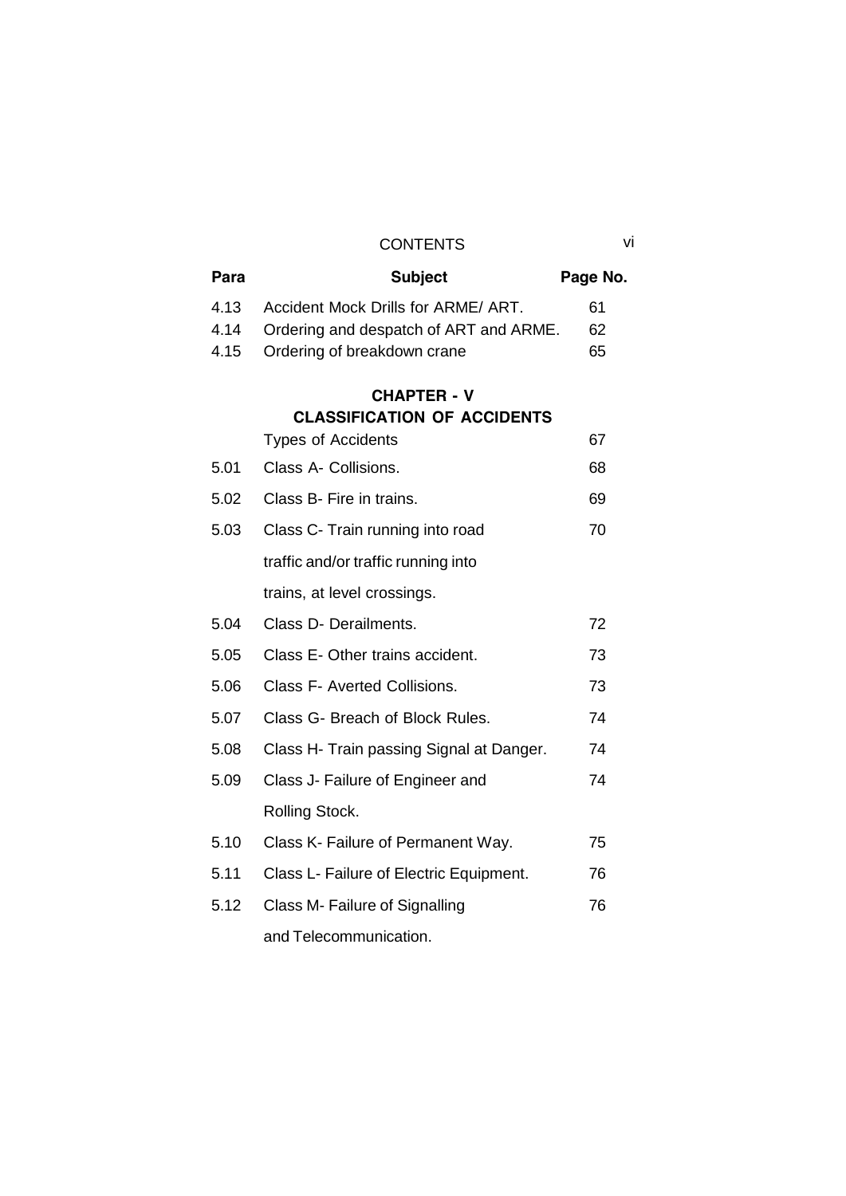CONTENTS

| Para | Subject | Page No. |
|---|---|---|
| 4.13 | Accident Mock Drills for ARME/ ART. | 61 |
| 4.14 | Ordering and despatch of ART and ARME. | 62 |
| 4.15 | Ordering of breakdown crane | 65 |

## CHAPTER - V
## CLASSIFICATION OF ACCIDENTS

| Para | Subject | Page No. |
|---|---|---|
| | Types of Accidents | 67 |
| 5.01 | Class A- Collisions. | 68 |
| 5.02 | Class B- Fire in trains. | 69 |
| 5.03 | Class C- Train running into road traffic and/or traffic running into trains, at level crossings. | 70 |
| 5.04 | Class D- Derailments. | 72 |
| 5.05 | Class E- Other trains accident. | 73 |
| 5.06 | Class F- Averted Collisions. | 73 |
| 5.07 | Class G- Breach of Block Rules. | 74 |
| 5.08 | Class H- Train passing Signal at Danger. | 74 |
| 5.09 | Class J- Failure of Engineer and Rolling Stock. | 74 |
| 5.10 | Class K- Failure of Permanent Way. | 75 |
| 5.11 | Class L- Failure of Electric Equipment. | 76 |
| 5.12 | Class M- Failure of Signalling and Telecommunication. | 76 |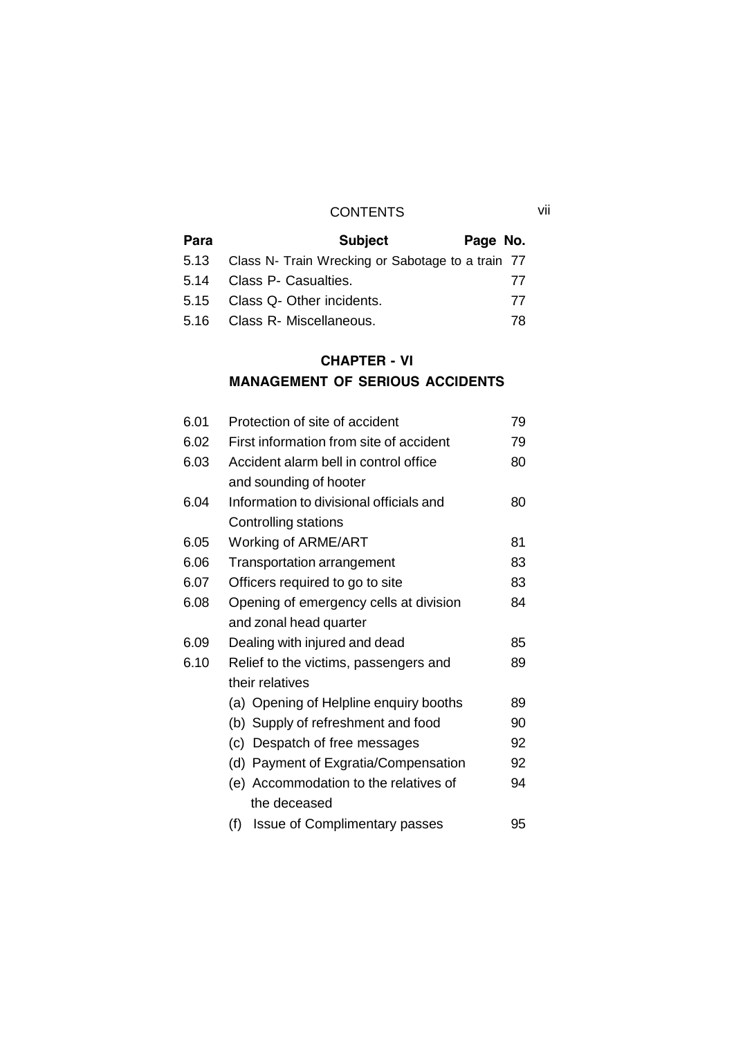## CONTENTS

| Para | Subject | Page No. |
|---|---|---|
| 5.13 | Class N- Train Wrecking or Sabotage to a train | 77 |
| 5.14 | Class P- Casualties. | 77 |
| 5.15 | Class Q- Other incidents. | 77 |
| 5.16 | Class R- Miscellaneous. | 78 |

## CHAPTER - VI

## MANAGEMENT OF SERIOUS ACCIDENTS

| Para | Subject | Page No. |
|---|---|---|
| 6.01 | Protection of site of accident | 79 |
| 6.02 | First information from site of accident | 79 |
| 6.03 | Accident alarm bell in control office and sounding of hooter | 80 |
| 6.04 | Information to divisional officials and Controlling stations | 80 |
| 6.05 | Working of ARME/ART | 81 |
| 6.06 | Transportation arrangement | 83 |
| 6.07 | Officers required to go to site | 83 |
| 6.08 | Opening of emergency cells at division and zonal head quarter | 84 |
| 6.09 | Dealing with injured and dead | 85 |
| 6.10 | Relief to the victims, passengers and their relatives | 89 |
| | (a) Opening of Helpline enquiry booths | 89 |
| | (b) Supply of refreshment and food | 90 |
| | (c) Despatch of free messages | 92 |
| | (d) Payment of Exgratia/Compensation | 92 |
| | (e) Accommodation to the relatives of the deceased | 94 |
| | (f) Issue of Complimentary passes | 95 |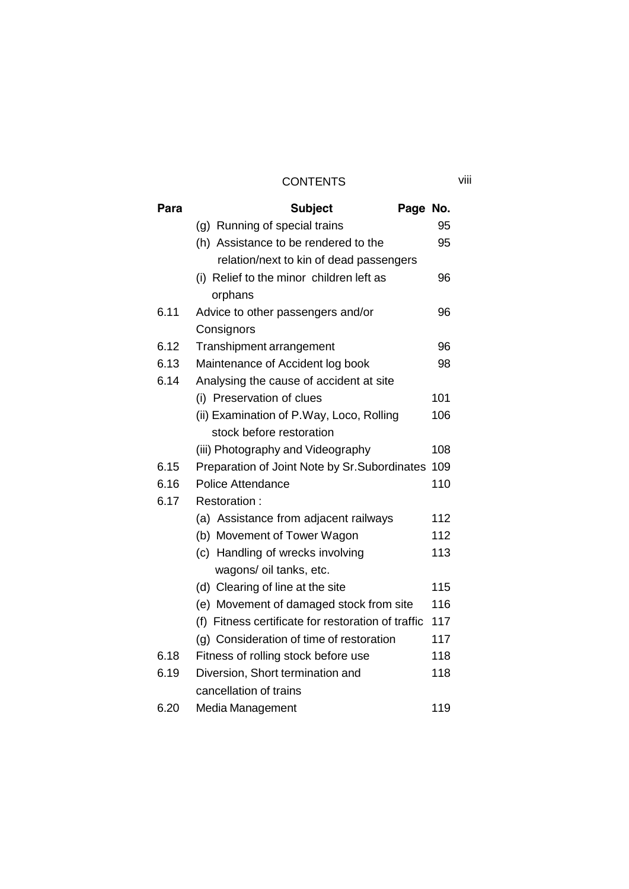## CONTENTS

| Para | Subject | Page No. |
|---|---|---|
| | (g) Running of special trains | 95 |
| | (h) Assistance to be rendered to the relation/next to kin of dead passengers | 95 |
| | (i) Relief to the minor children left as orphans | 96 |
| 6.11 | Advice to other passengers and/or Consignors | 96 |
| 6.12 | Transhipment arrangement | 96 |
| 6.13 | Maintenance of Accident log book | 98 |
| 6.14 | Analysing the cause of accident at site | |
| | (i) Preservation of clues | 101 |
| | (ii) Examination of P.Way, Loco, Rolling stock before restoration | 106 |
| | (iii) Photography and Videography | 108 |
| 6.15 | Preparation of Joint Note by Sr.Subordinates | 109 |
| 6.16 | Police Attendance | 110 |
| 6.17 | Restoration : | |
| | (a) Assistance from adjacent railways | 112 |
| | (b) Movement of Tower Wagon | 112 |
| | (c) Handling of wrecks involving wagons/ oil tanks, etc. | 113 |
| | (d) Clearing of line at the site | 115 |
| | (e) Movement of damaged stock from site | 116 |
| | (f) Fitness certificate for restoration of traffic | 117 |
| | (g) Consideration of time of restoration | 117 |
| 6.18 | Fitness of rolling stock before use | 118 |
| 6.19 | Diversion, Short termination and cancellation of trains | 118 |
| 6.20 | Media Management | 119 |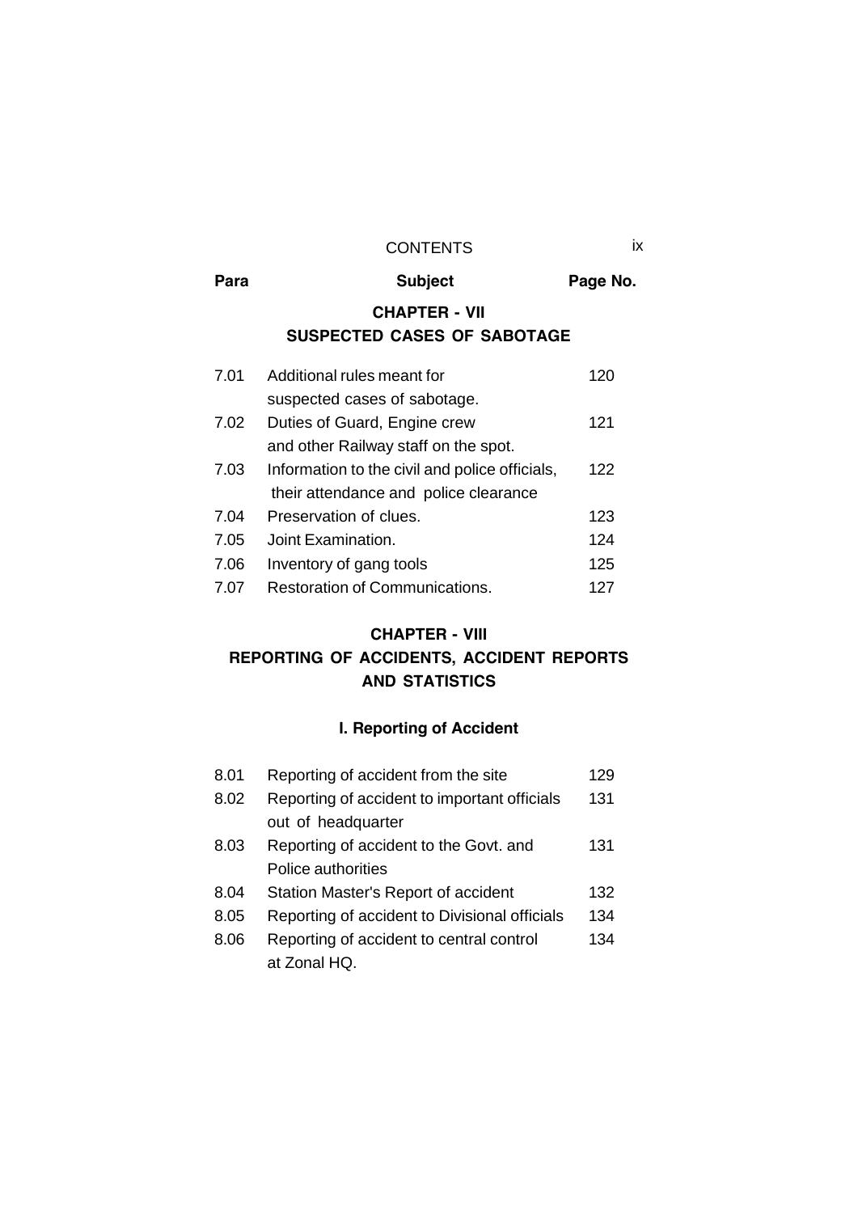CONTENTS

| Para | Subject | Page No. |
|---|---|---|
| | **CHAPTER - VII** | |
| | **SUSPECTED CASES OF SABOTAGE** | |
| 7.01 | Additional rules meant for suspected cases of sabotage. | 120 |
| 7.02 | Duties of Guard, Engine crew and other Railway staff on the spot. | 121 |
| 7.03 | Information to the civil and police officials, their attendance and police clearance | 122 |
| 7.04 | Preservation of clues. | 123 |
| 7.05 | Joint Examination. | 124 |
| 7.06 | Inventory of gang tools | 125 |
| 7.07 | Restoration of Communications. | 127 |
| | **CHAPTER - VIII** | |
| | **REPORTING OF ACCIDENTS, ACCIDENT REPORTS AND STATISTICS** | |
| | **I. Reporting of Accident** | |
| 8.01 | Reporting of accident from the site | 129 |
| 8.02 | Reporting of accident to important officials out of headquarter | 131 |
| 8.03 | Reporting of accident to the Govt. and Police authorities | 131 |
| 8.04 | Station Master's Report of accident | 132 |
| 8.05 | Reporting of accident to Divisional officials | 134 |
| 8.06 | Reporting of accident to central control at Zonal HQ. | 134 |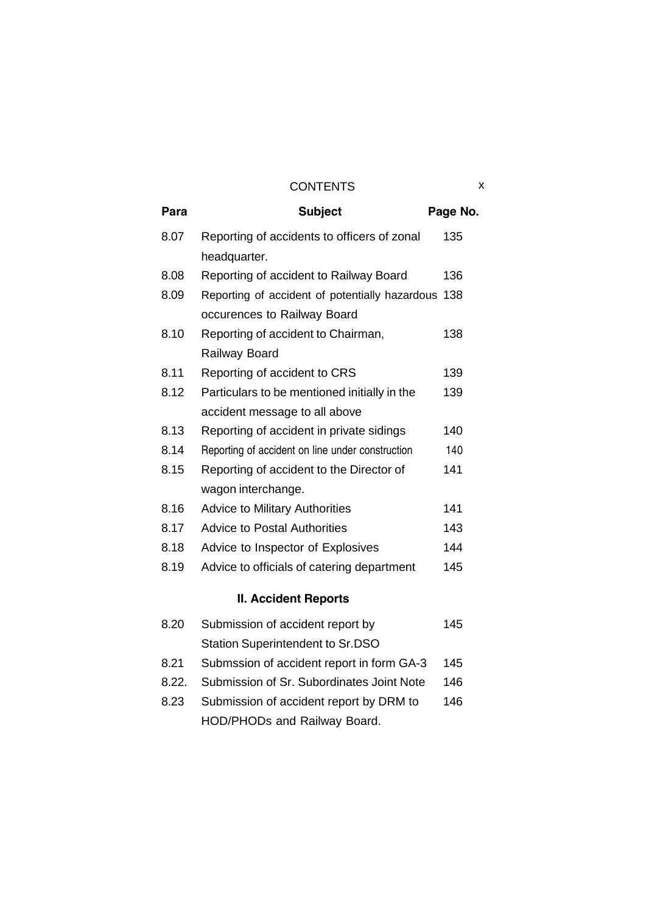CONTENTS

| Para | Subject | Page No. |
|---|---|---|
| 8.07 | Reporting of accidents to officers of zonal headquarter. | 135 |
| 8.08 | Reporting of accident to Railway Board | 136 |
| 8.09 | Reporting of accident of potentially hazardous occurences to Railway Board | 138 |
| 8.10 | Reporting of accident to Chairman, Railway Board | 138 |
| 8.11 | Reporting of accident to CRS | 139 |
| 8.12 | Particulars to be mentioned initially in the accident message to all above | 139 |
| 8.13 | Reporting of accident in private sidings | 140 |
| 8.14 | Reporting of accident on line under construction | 140 |
| 8.15 | Reporting of accident to the Director of wagon interchange. | 141 |
| 8.16 | Advice to Military Authorities | 141 |
| 8.17 | Advice to Postal Authorities | 143 |
| 8.18 | Advice to Inspector of Explosives | 144 |
| 8.19 | Advice to officials of catering department | 145 |
| | **II. Accident Reports** | |
| 8.20 | Submission of accident report by Station Superintendent to Sr.DSO | 145 |
| 8.21 | Submssion of accident report in form GA-3 | 145 |
| 8.22. | Submission of Sr. Subordinates Joint Note | 146 |
| 8.23 | Submission of accident report by DRM to HOD/PHODs and Railway Board. | 146 |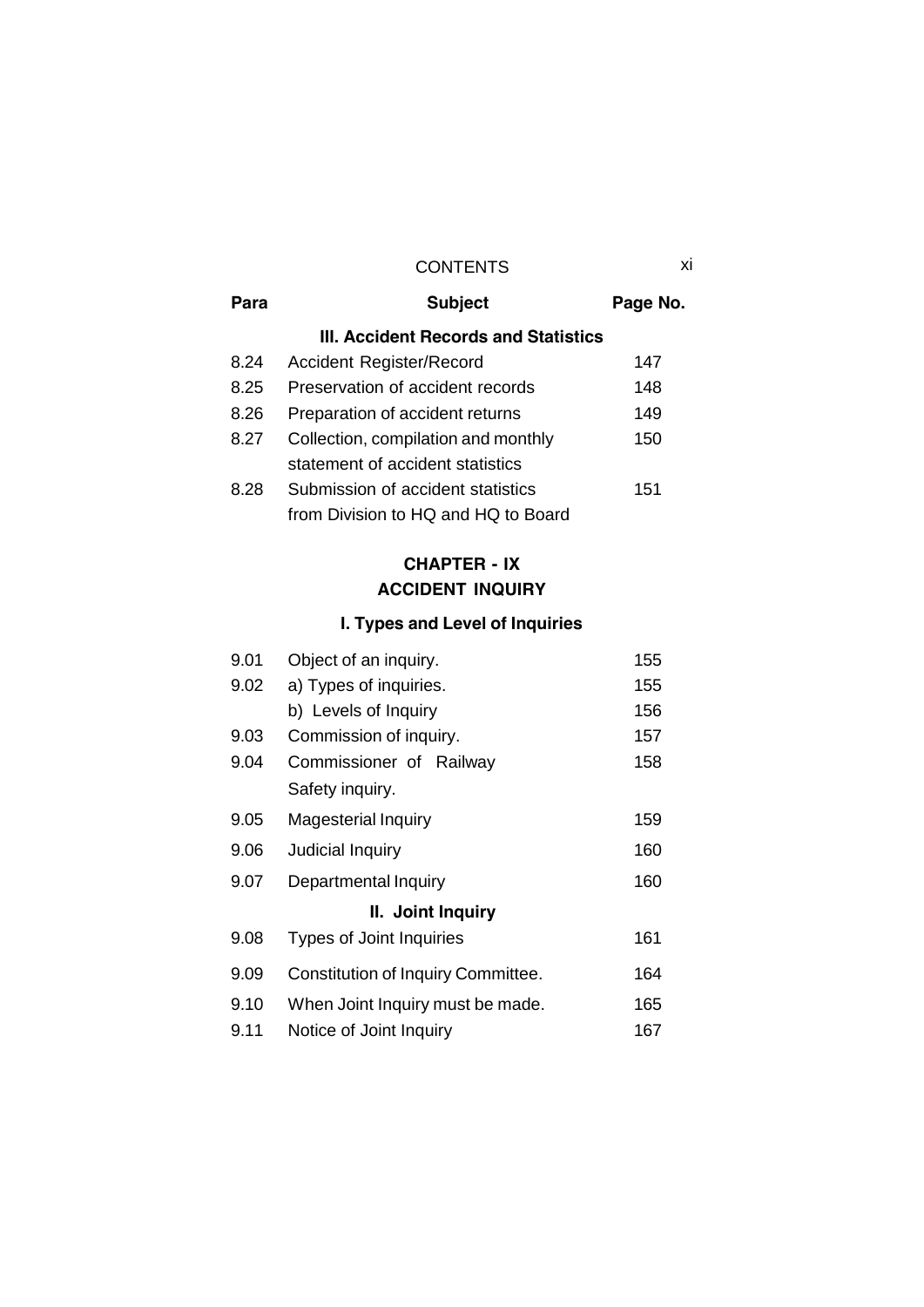# CONTENTS

| Para | Subject | Page No. |
|---|---|---|
| | **III. Accident Records and Statistics** | |
| 8.24 | Accident Register/Record | 147 |
| 8.25 | Preservation of accident records | 148 |
| 8.26 | Preparation of accident returns | 149 |
| 8.27 | Collection, compilation and monthly statement of accident statistics | 150 |
| 8.28 | Submission of accident statistics from Division to HQ and HQ to Board | 151 |

## CHAPTER - IX
## ACCIDENT INQUIRY

| Para | Subject | Page No. |
|---|---|---|
| | **I. Types and Level of Inquiries** | |
| 9.01 | Object of an inquiry. | 155 |
| 9.02 | a) Types of inquiries. | 155 |
| | b) Levels of Inquiry | 156 |
| 9.03 | Commission of inquiry. | 157 |
| 9.04 | Commissioner of Railway Safety inquiry. | 158 |
| 9.05 | Magesterial Inquiry | 159 |
| 9.06 | Judicial Inquiry | 160 |
| 9.07 | Departmental Inquiry | 160 |
| | **II. Joint Inquiry** | |
| 9.08 | Types of Joint Inquiries | 161 |
| 9.09 | Constitution of Inquiry Committee. | 164 |
| 9.10 | When Joint Inquiry must be made. | 165 |
| 9.11 | Notice of Joint Inquiry | 167 |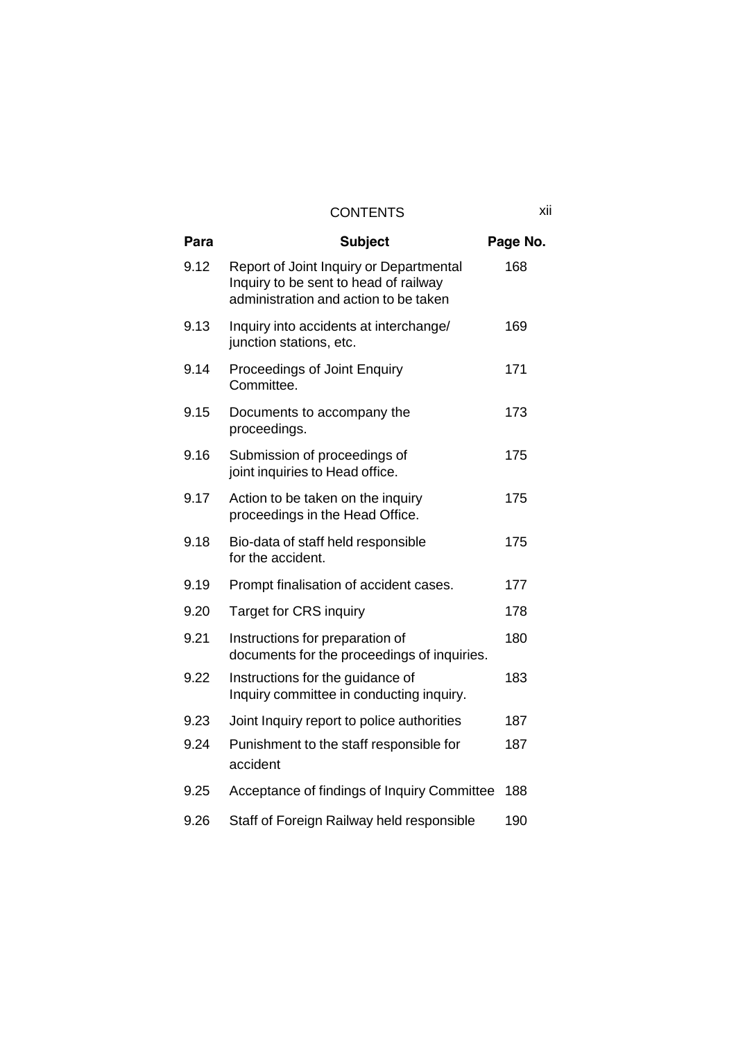# CONTENTS

| Para | Subject | Page No. |
| --- | --- | --- |
| 9.12 | Report of Joint Inquiry or Departmental Inquiry to be sent to head of railway administration and action to be taken | 168 |
| 9.13 | Inquiry into accidents at interchange/ junction stations, etc. | 169 |
| 9.14 | Proceedings of Joint Enquiry Committee. | 171 |
| 9.15 | Documents to accompany the proceedings. | 173 |
| 9.16 | Submission of proceedings of joint inquiries to Head office. | 175 |
| 9.17 | Action to be taken on the inquiry proceedings in the Head Office. | 175 |
| 9.18 | Bio-data of staff held responsible for the accident. | 175 |
| 9.19 | Prompt finalisation of accident cases. | 177 |
| 9.20 | Target for CRS inquiry | 178 |
| 9.21 | Instructions for preparation of documents for the proceedings of inquiries. | 180 |
| 9.22 | Instructions for the guidance of Inquiry committee in conducting inquiry. | 183 |
| 9.23 | Joint Inquiry report to police authorities | 187 |
| 9.24 | Punishment to the staff responsible for accident | 187 |
| 9.25 | Acceptance of findings of Inquiry Committee | 188 |
| 9.26 | Staff of Foreign Railway held responsible | 190 |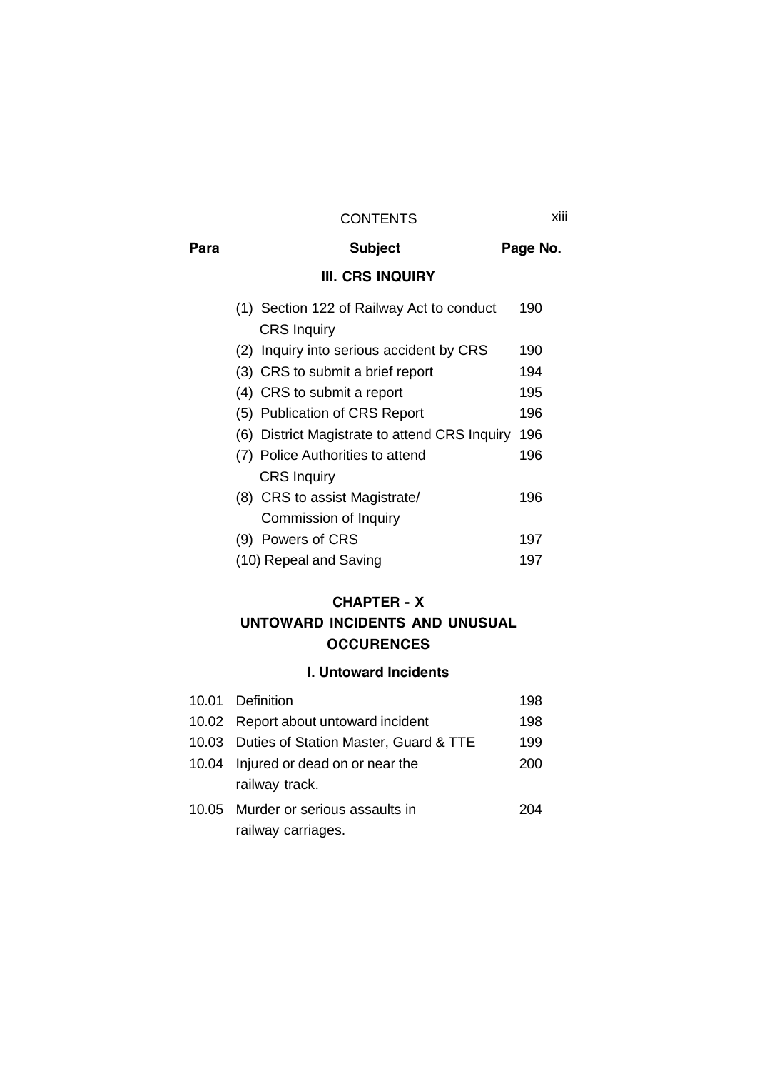| Para | Subject | Page No. |
|---|---|---|
| | **III. CRS INQUIRY** | |
| | (1) Section 122 of Railway Act to conduct CRS Inquiry | 190 |
| | (2) Inquiry into serious accident by CRS | 190 |
| | (3) CRS to submit a brief report | 194 |
| | (4) CRS to submit a report | 195 |
| | (5) Publication of CRS Report | 196 |
| | (6) District Magistrate to attend CRS Inquiry | 196 |
| | (7) Police Authorities to attend CRS Inquiry | 196 |
| | (8) CRS to assist Magistrate/ Commission of Inquiry | 196 |
| | (9) Powers of CRS | 197 |
| | (10) Repeal and Saving | 197 |

## CHAPTER - X
## UNTOWARD INCIDENTS AND UNUSUAL OCCURENCES

### I. Untoward Incidents

| Para | Subject | Page No. |
|---|---|---|
| 10.01 | Definition | 198 |
| 10.02 | Report about untoward incident | 198 |
| 10.03 | Duties of Station Master, Guard & TTE | 199 |
| 10.04 | Injured or dead on or near the railway track. | 200 |
| 10.05 | Murder or serious assaults in railway carriages. | 204 |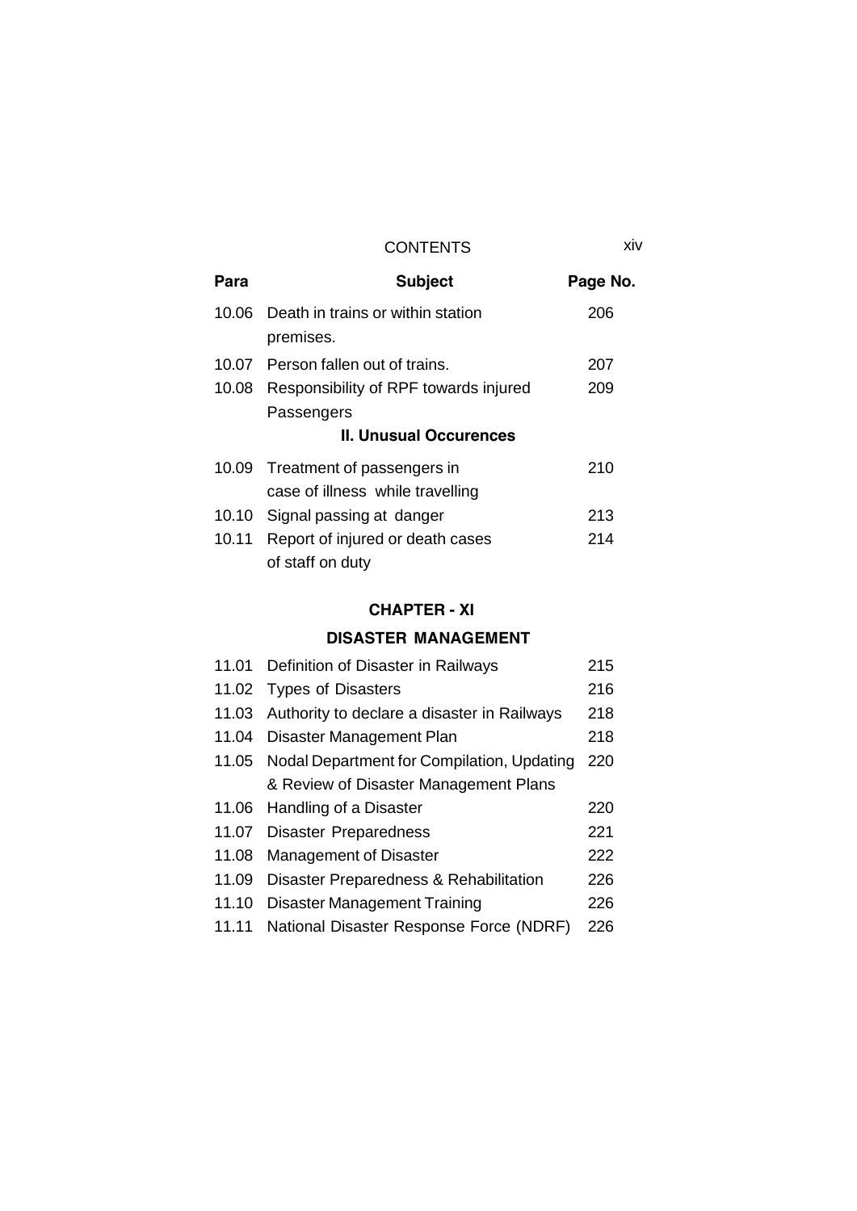| Para | Subject | Page No. |
|---|---|---|
| 10.06 | Death in trains or within station premises. | 206 |
| 10.07 | Person fallen out of trains. | 207 |
| 10.08 | Responsibility of RPF towards injured Passengers | 209 |
| | **II. Unusual Occurences** | |
| 10.09 | Treatment of passengers in case of illness while travelling | 210 |
| 10.10 | Signal passing at danger | 213 |
| 10.11 | Report of injured or death cases of staff on duty | 214 |

## CHAPTER - XI

## DISASTER MANAGEMENT

| Para | Subject | Page No. |
|---|---|---|
| 11.01 | Definition of Disaster in Railways | 215 |
| 11.02 | Types of Disasters | 216 |
| 11.03 | Authority to declare a disaster in Railways | 218 |
| 11.04 | Disaster Management Plan | 218 |
| 11.05 | Nodal Department for Compilation, Updating & Review of Disaster Management Plans | 220 |
| 11.06 | Handling of a Disaster | 220 |
| 11.07 | Disaster Preparedness | 221 |
| 11.08 | Management of Disaster | 222 |
| 11.09 | Disaster Preparedness & Rehabilitation | 226 |
| 11.10 | Disaster Management Training | 226 |
| 11.11 | National Disaster Response Force (NDRF) | 226 |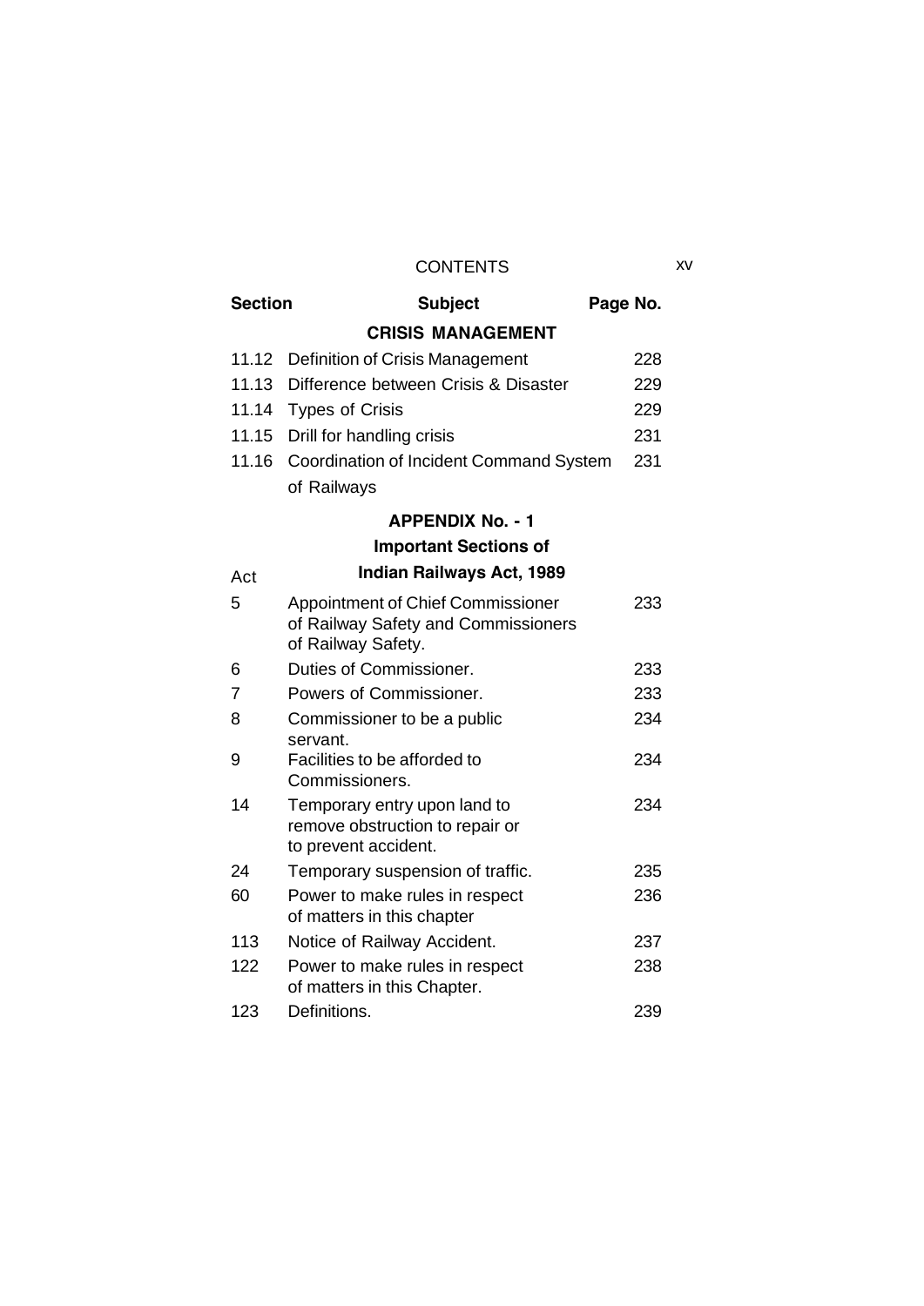# CONTENTS

| Section | Subject | Page No. |
|---|---|---|
| | **CRISIS MANAGEMENT** | |
| 11.12 | Definition of Crisis Management | 228 |
| 11.13 | Difference between Crisis & Disaster | 229 |
| 11.14 | Types of Crisis | 229 |
| 11.15 | Drill for handling crisis | 231 |
| 11.16 | Coordination of Incident Command System of Railways | 231 |

## APPENDIX No. - 1

### Important Sections of Indian Railways Act, 1989

| Act | | |
|---|---|---|
| 5 | Appointment of Chief Commissioner of Railway Safety and Commissioners of Railway Safety. | 233 |
| 6 | Duties of Commissioner. | 233 |
| 7 | Powers of Commissioner. | 233 |
| 8 | Commissioner to be a public servant. | 234 |
| 9 | Facilities to be afforded to Commissioners. | 234 |
| 14 | Temporary entry upon land to remove obstruction to repair or to prevent accident. | 234 |
| 24 | Temporary suspension of traffic. | 235 |
| 60 | Power to make rules in respect of matters in this chapter | 236 |
| 113 | Notice of Railway Accident. | 237 |
| 122 | Power to make rules in respect of matters in this Chapter. | 238 |
| 123 | Definitions. | 239 |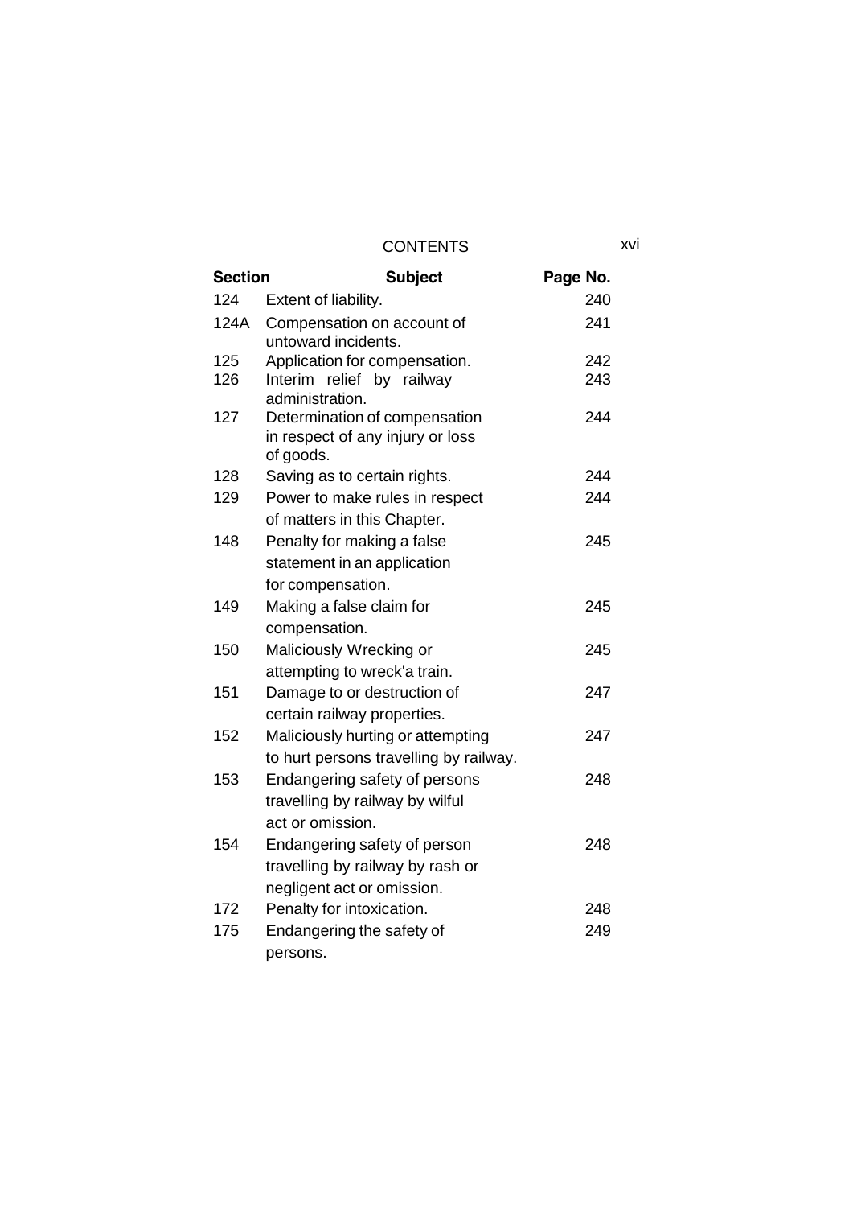## CONTENTS

| Section | Subject | Page No. |
|---|---|---|
| 124 | Extent of liability. | 240 |
| 124A | Compensation on account of untoward incidents. | 241 |
| 125 | Application for compensation. | 242 |
| 126 | Interim relief by railway administration. | 243 |
| 127 | Determination of compensation in respect of any injury or loss of goods. | 244 |
| 128 | Saving as to certain rights. | 244 |
| 129 | Power to make rules in respect of matters in this Chapter. | 244 |
| 148 | Penalty for making a false statement in an application for compensation. | 245 |
| 149 | Making a false claim for compensation. | 245 |
| 150 | Maliciously Wrecking or attempting to wreck'a train. | 245 |
| 151 | Damage to or destruction of certain railway properties. | 247 |
| 152 | Maliciously hurting or attempting to hurt persons travelling by railway. | 247 |
| 153 | Endangering safety of persons travelling by railway by wilful act or omission. | 248 |
| 154 | Endangering safety of person travelling by railway by rash or negligent act or omission. | 248 |
| 172 | Penalty for intoxication. | 248 |
| 175 | Endangering the safety of persons. | 249 |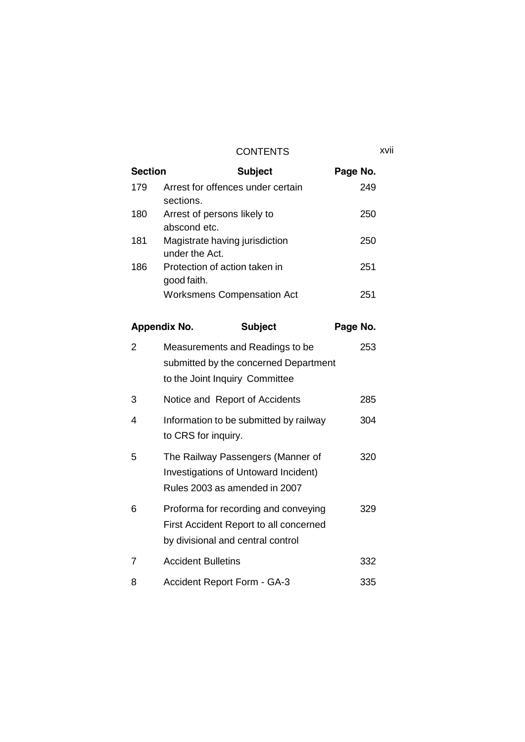# CONTENTS

| Section | Subject | Page No. |
|---|---|---|
| 179 | Arrest for offences under certain sections. | 249 |
| 180 | Arrest of persons likely to abscond etc. | 250 |
| 181 | Magistrate having jurisdiction under the Act. | 250 |
| 186 | Protection of action taken in good faith. | 251 |
| | Worksmens Compensation Act | 251 |

| Appendix No. | Subject | Page No. |
|---|---|---|
| 2 | Measurements and Readings to be submitted by the concerned Department to the Joint Inquiry Committee | 253 |
| 3 | Notice and Report of Accidents | 285 |
| 4 | Information to be submitted by railway to CRS for inquiry. | 304 |
| 5 | The Railway Passengers (Manner of Investigations of Untoward Incident) Rules 2003 as amended in 2007 | 320 |
| 6 | Proforma for recording and conveying First Accident Report to all concerned by divisional and central control | 329 |
| 7 | Accident Bulletins | 332 |
| 8 | Accident Report Form - GA-3 | 335 |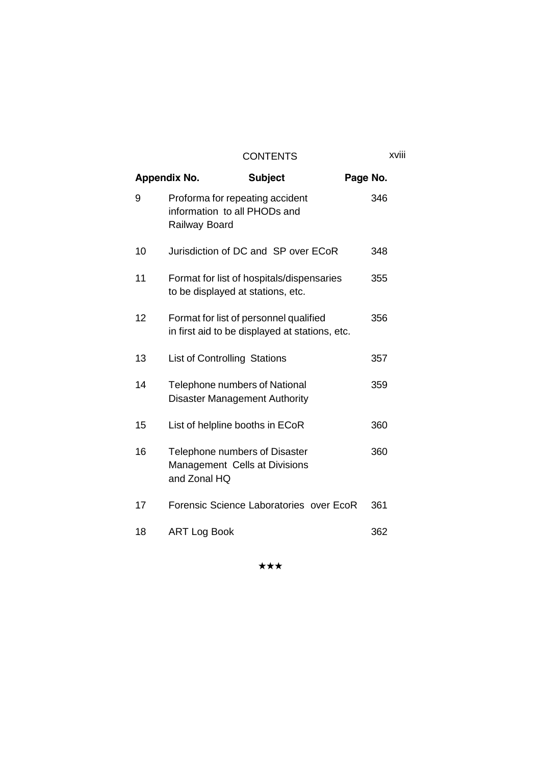CONTENTS

| Appendix No. | Subject | Page No. |
|---|---|---|
| 9 | Proforma for repeating accident information to all PHODs and Railway Board | 346 |
| 10 | Jurisdiction of DC and SP over ECoR | 348 |
| 11 | Format for list of hospitals/dispensaries to be displayed at stations, etc. | 355 |
| 12 | Format for list of personnel qualified in first aid to be displayed at stations, etc. | 356 |
| 13 | List of Controlling Stations | 357 |
| 14 | Telephone numbers of National Disaster Management Authority | 359 |
| 15 | List of helpline booths in ECoR | 360 |
| 16 | Telephone numbers of Disaster Management Cells at Divisions and Zonal HQ | 360 |
| 17 | Forensic Science Laboratories over EcoR | 361 |
| 18 | ART Log Book | 362 |

★★★